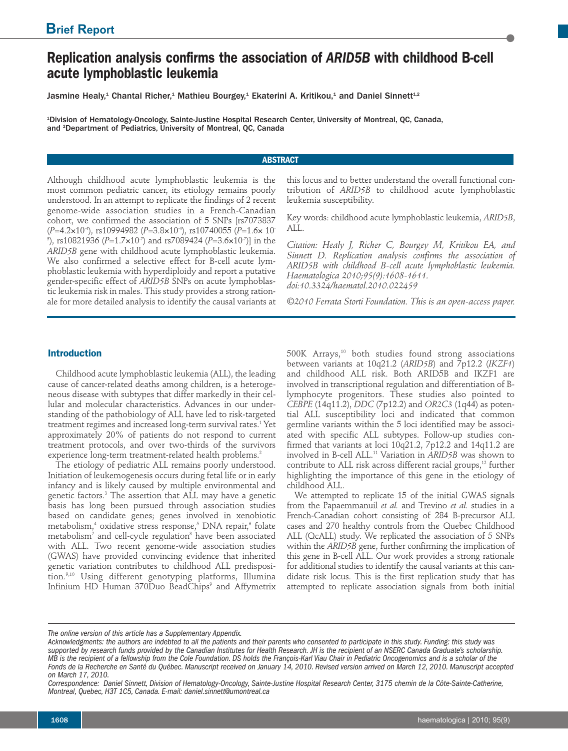Brief Report

# Replication analysis confirms the association of *ARID5B* with childhood B-cell acute lymphoblastic leukemia

Jasmine Healy,[1] Chantal Richer,[1] Mathieu Bourgey,[1] Ekaterini A. Kritikou,[1] and Daniel Sinnett[1,2]

[1]Division of Hematology-Oncology, Sainte-Justine Hospital Research Center, University of Montreal, QC, Canada, and [2]Department of Pediatrics, University of Montreal, QC, Canada

## ABSTRACT

Although childhood acute lymphoblastic leukemia is the most common pediatric cancer, its etiology remains poorly understood. In an attempt to replicate the findings of 2 recent genome-wide association studies in a French-Canadian cohort, we confirmed the association of 5 SNPs [rs7073837 ($P$=4.2×10$^{-4}$), rs10994982 ($P$=3.8×10$^{-4}$), rs10740055 ($P$=1.6×10$^{-5}$), rs10821936 ($P$=1.7×10$^{-7}$) and rs7089424 ($P$=3.6×10$^{-7}$)] in the *ARID5B* gene with childhood acute lymphoblastic leukemia. We also confirmed a selective effect for B-cell acute lymphoblastic leukemia with hyperdiploidy and report a putative gender-specific effect of *ARID5B* SNPs on acute lymphoblastic leukemia risk in males. This study provides a strong rationale for more detailed analysis to identify the causal variants at this locus and to better understand the overall functional contribution of *ARID5B* to childhood acute lymphoblastic leukemia susceptibility.

Key words: childhood acute lymphoblastic leukemia, *ARID5B*, ALL.

*Citation: Healy J, Richer C, Bourgey M, Kritikou EA, and Sinnett D. Replication analysis confirms the association of ARID5B with childhood B-cell acute lymphoblastic leukemia. Haematologica 2010;95(9):1608-1611. doi:10.3324/haematol.2010.022459*

*©2010 Ferrata Storti Foundation. This is an open-access paper.*

## Introduction

Childhood acute lymphoblastic leukemia (ALL), the leading cause of cancer-related deaths among children, is a heterogeneous disease with subtypes that differ markedly in their cellular and molecular characteristics. Advances in our understanding of the pathobiology of ALL have led to risk-targeted treatment regimes and increased long-term survival rates.[1] Yet approximately 20% of patients do not respond to current treatment protocols, and over two-thirds of the survivors experience long-term treatment-related health problems.[2]

The etiology of pediatric ALL remains poorly understood. Initiation of leukemogenesis occurs during fetal life or in early infancy and is likely caused by multiple environmental and genetic factors.[3] The assertion that ALL may have a genetic basis has long been pursued through association studies based on candidate genes; genes involved in xenobiotic metabolism,[4] oxidative stress response,[5] DNA repair,[6] folate metabolism[7] and cell-cycle regulation[8] have been associated with ALL. Two recent genome-wide association studies (GWAS) have provided convincing evidence that inherited genetic variation contributes to childhood ALL predisposition.[9,10] Using different genotyping platforms, Illumina Infinium HD Human 370Duo BeadChips[9] and Affymetrix 500K Arrays,[10] both studies found strong associations between variants at 10q21.2 (*ARID5B*) and 7p12.2 (*IKZF1*) and childhood ALL risk. Both ARID5B and IKZF1 are involved in transcriptional regulation and differentiation of B-lymphocyte progenitors. These studies also pointed to *CEBPE* (14q11.2), *DDC* (7p12.2) and *OR2C3* (1q44) as potential ALL susceptibility loci and indicated that common germline variants within the 5 loci identified may be associated with specific ALL subtypes. Follow-up studies confirmed that variants at loci 10q21.2, 7p12.2 and 14q11.2 are involved in B-cell ALL.[11] Variation in *ARID5B* was shown to contribute to ALL risk across different racial groups,[12] further highlighting the importance of this gene in the etiology of childhood ALL.

We attempted to replicate 15 of the initial GWAS signals from the Papaemmanuil *et al.* and Trevino *et al.* studies in a French-Canadian cohort consisting of 284 B-precursor ALL cases and 270 healthy controls from the Quebec Childhood ALL (QcALL) study. We replicated the association of 5 SNPs within the *ARID5B* gene, further confirming the implication of this gene in B-cell ALL. Our work provides a strong rationale for additional studies to identify the causal variants at this candidate risk locus. This is the first replication study that has attempted to replicate association signals from both initial

*The online version of this article has a Supplementary Appendix.*

*Acknowledgments: the authors are indebted to all the patients and their parents who consented to participate in this study. Funding: this study was supported by research funds provided by the Canadian Institutes for Health Research. JH is the recipient of an NSERC Canada Graduate's scholarship. MB is the recipient of a fellowship from the Cole Foundation. DS holds the François-Karl Viau Chair in Pediatric Oncogenomics and is a scholar of the Fonds de la Recherche en Santé du Québec. Manuscript received on January 14, 2010. Revised version arrived on March 12, 2010. Manuscript accepted on March 17, 2010.*

*Correspondence: Daniel Sinnett, Division of Hematology-Oncology, Sainte-Justine Hospital Research Center, 3175 chemin de la Côte-Sainte-Catherine, Montreal, Quebec, H3T 1C5, Canada. E-mail: daniel.sinnett@umontreal.ca*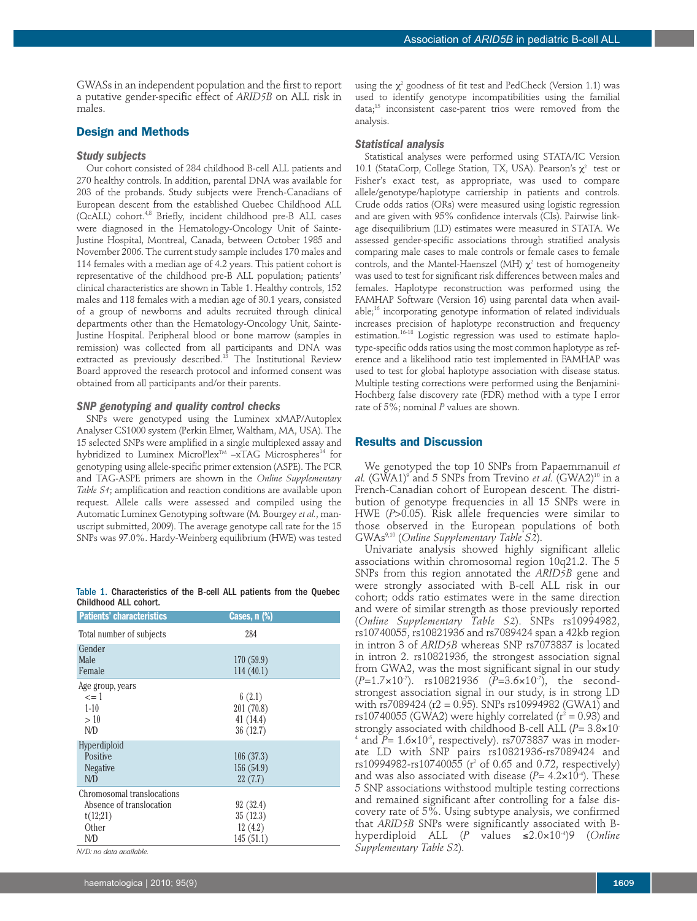GWASs in an independent population and the first to report a putative gender-specific effect of *ARID5B* on ALL risk in males.

## Design and Methods

### Study subjects

Our cohort consisted of 284 childhood B-cell ALL patients and 270 healthy controls. In addition, parental DNA was available for 203 of the probands. Study subjects were French-Canadians of European descent from the established Quebec Childhood ALL (QcALL) cohort.[4,8] Briefly, incident childhood pre-B ALL cases were diagnosed in the Hematology-Oncology Unit of Sainte-Justine Hospital, Montreal, Canada, between October 1985 and November 2006. The current study sample includes 170 males and 114 females with a median age of 4.2 years. This patient cohort is representative of the childhood pre-B ALL population; patients' clinical characteristics are shown in Table 1. Healthy controls, 152 males and 118 females with a median age of 30.1 years, consisted of a group of newborns and adults recruited through clinical departments other than the Hematology-Oncology Unit, Sainte-Justine Hospital. Peripheral blood or bone marrow (samples in remission) was collected from all participants and DNA was extracted as previously described.[13] The Institutional Review Board approved the research protocol and informed consent was obtained from all participants and/or their parents.

### SNP genotyping and quality control checks

SNPs were genotyped using the Luminex xMAP/Autoplex Analyser CS1000 system (Perkin Elmer, Waltham, MA, USA). The 15 selected SNPs were amplified in a single multiplexed assay and hybridized to Luminex MicroPlex™ –xTAG Microspheres[14] for genotyping using allele-specific primer extension (ASPE). The PCR and TAG-ASPE primers are shown in the *Online Supplementary Table S1*; amplification and reaction conditions are available upon request. Allele calls were assessed and compiled using the Automatic Luminex Genotyping software (M. Bourgey *et al.*, manuscript submitted, 2009). The average genotype call rate for the 15 SNPs was 97.0%. Hardy-Weinberg equilibrium (HWE) was tested using the $\chi^2$ goodness of fit test and PedCheck (Version 1.1) was used to identify genotype incompatibilities using the familial data;[15] inconsistent case-parent trios were removed from the analysis.

**Table 1. Characteristics of the B-cell ALL patients from the Quebec Childhood ALL cohort.**

| Patients' characteristics | Cases, n (%) |
|---|---|
| Total number of subjects | 284 |
| Gender | |
| Male | 170 (59.9) |
| Female | 114 (40.1) |
| Age group, years | |
| <= 1 | 6 (2.1) |
| 1-10 | 201 (70.8) |
| > 10 | 41 (14.4) |
| N/D | 36 (12.7) |
| Hyperdiploid | |
| Positive | 106 (37.3) |
| Negative | 156 (54.9) |
| N/D | 22 (7.7) |
| Chromosomal translocations | |
| Absence of translocation | 92 (32.4) |
| t(12;21) | 35 (12.3) |
| Other | 12 (4.2) |
| N/D | 145 (51.1) |

*N/D: no data available.*

### Statistical analysis

Statistical analyses were performed using STATA/IC Version 10.1 (StataCorp, College Station, TX, USA). Pearson's $\chi^2$ test or Fisher's exact test, as appropriate, was used to compare allele/genotype/haplotype carriership in patients and controls. Crude odds ratios (ORs) were measured using logistic regression and are given with 95% confidence intervals (CIs). Pairwise linkage disequilibrium (LD) estimates were measured in STATA. We assessed gender-specific associations through stratified analysis comparing male cases to male controls or female cases to female controls, and the Mantel-Haenszel (MH) $\chi^2$ test of homogeneity was used to test for significant risk differences between males and females. Haplotype reconstruction was performed using the FAMHAP Software (Version 16) using parental data when available;[16] incorporating genotype information of related individuals increases precision of haplotype reconstruction and frequency estimation.[16-18] Logistic regression was used to estimate haplotype-specific odds ratios using the most common haplotype as reference and a likelihood ratio test implemented in FAMHAP was used to test for global haplotype association with disease status. Multiple testing corrections were performed using the Benjamini-Hochberg false discovery rate (FDR) method with a type I error rate of 5%; nominal *P* values are shown.

## Results and Discussion

We genotyped the top 10 SNPs from Papaemmanuil *et al.* (GWA1)[9] and 5 SNPs from Trevino *et al.* (GWA2)[10] in a French-Canadian cohort of European descent. The distribution of genotype frequencies in all 15 SNPs were in HWE ($P$>0.05). Risk allele frequencies were similar to those observed in the European populations of both GWAs[9,10] (*Online Supplementary Table S2*).

Univariate analysis showed highly significant allelic associations within chromosomal region 10q21.2. The 5 SNPs from this region annotated the *ARID5B* gene and were strongly associated with B-cell ALL risk in our cohort; odds ratio estimates were in the same direction and were of similar strength as those previously reported (*Online Supplementary Table S2*). SNPs rs10994982, rs10740055, rs10821936 and rs7089424 span a 42kb region in intron 3 of *ARID5B* whereas SNP rs7073837 is located in intron 2. rs10821936, the strongest association signal from GWA2, was the most significant signal in our study ($P$=1.7×10$^{-7}$). rs10821936 ($P$=3.6×10$^{-7}$), the second-strongest association signal in our study, is in strong LD with rs7089424 (r2 = 0.95). SNPs rs10994982 (GWA1) and rs10740055 (GWA2) were highly correlated ($r^2$ = 0.93) and strongly associated with childhood B-cell ALL ($P$= 3.8×10$^{-4}$ and $P$= 1.6×10$^{-5}$, respectively). rs7073837 was in moderate LD with SNP pairs rs10821936-rs7089424 and rs10994982-rs10740055 ($r^2$ of 0.65 and 0.72, respectively) and was also associated with disease ($P$= 4.2×10$^{-4}$). These 5 SNP associations withstood multiple testing corrections and remained significant after controlling for a false discovery rate of 5%. Using subtype analysis, we confirmed that *ARID5B* SNPs were significantly associated with B-hyperdiploid ALL ($P$ values ≤2.0×10$^{-4}$)9 (*Online Supplementary Table S2*).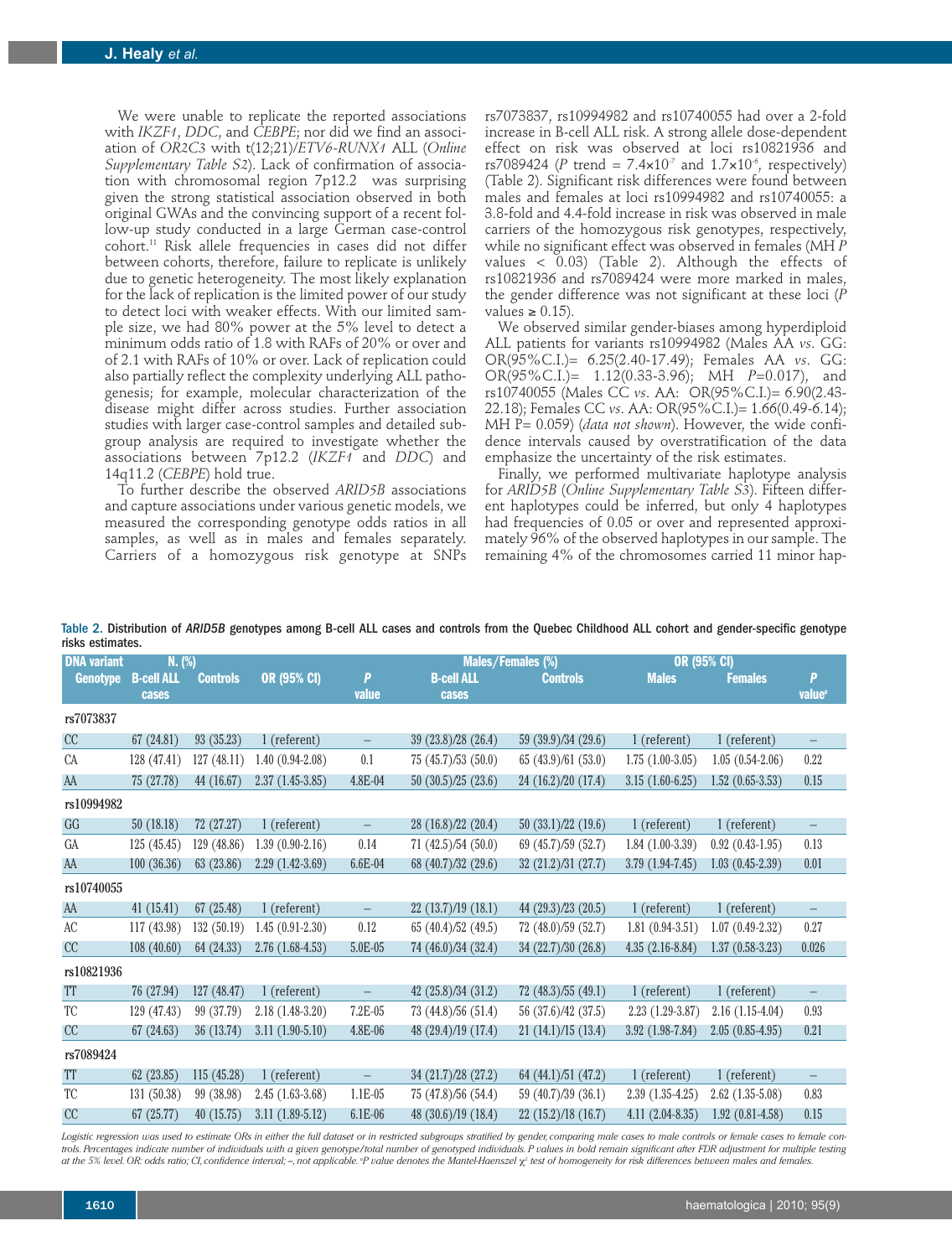We were unable to replicate the reported associations with *IKZF1*, *DDC*, and *CEBPE*; nor did we find an association of *OR2C3* with t(12;21)/*ETV6-RUNX1* ALL (*Online Supplementary Table S2*). Lack of confirmation of association with chromosomal region 7p12.2 was surprising given the strong statistical association observed in both original GWAs and the convincing support of a recent follow-up study conducted in a large German case-control cohort.[11] Risk allele frequencies in cases did not differ between cohorts, therefore, failure to replicate is unlikely due to genetic heterogeneity. The most likely explanation for the lack of replication is the limited power of our study to detect loci with weaker effects. With our limited sample size, we had 80% power at the 5% level to detect a minimum odds ratio of 1.8 with RAFs of 20% or over and of 2.1 with RAFs of 10% or over. Lack of replication could also partially reflect the complexity underlying ALL pathogenesis; for example, molecular characterization of the disease might differ across studies. Further association studies with larger case-control samples and detailed subgroup analysis are required to investigate whether the associations between 7p12.2 (*IKZF1* and *DDC*) and 14q11.2 (*CEBPE*) hold true.

To further describe the observed *ARID5B* associations and capture associations under various genetic models, we measured the corresponding genotype odds ratios in all samples, as well as in males and females separately. Carriers of a homozygous risk genotype at SNPs rs7073837, rs10994982 and rs10740055 had over a 2-fold increase in B-cell ALL risk. A strong allele dose-dependent effect on risk was observed at loci rs10821936 and rs7089424 ($P$ trend = $7.4\times10^{-7}$ and $1.7\times10^{-6}$, respectively) (Table 2). Significant risk differences were found between males and females at loci rs10994982 and rs10740055: a 3.8-fold and 4.4-fold increase in risk was observed in male carriers of the homozygous risk genotypes, respectively, while no significant effect was observed in females (MH $P$ values < 0.03) (Table 2). Although the effects of rs10821936 and rs7089424 were more marked in males, the gender difference was not significant at these loci ($P$ values ≥ 0.15).

We observed similar gender-biases among hyperdiploid ALL patients for variants rs10994982 (Males AA *vs.* GG: OR(95%C.I.)= 6.25(2.40-17.49); Females AA *vs.* GG: OR(95%C.I.)= 1.12(0.33-3.96); MH $P$=0.017), and rs10740055 (Males CC *vs.* AA: OR(95%C.I.)= 6.90(2.43-22.18); Females CC *vs.* AA: OR(95%C.I.)= 1.66(0.49-6.14); MH P= 0.059) (*data not shown*). However, the wide confidence intervals caused by overstratification of the data emphasize the uncertainty of the risk estimates.

Finally, we performed multivariate haplotype analysis for *ARID5B* (*Online Supplementary Table S3*). Fifteen different haplotypes could be inferred, but only 4 haplotypes had frequencies of 0.05 or over and represented approximately 96% of the observed haplotypes in our sample. The remaining 4% of the chromosomes carried 11 minor hap-

Table 2. Distribution of *ARID5B* genotypes among B-cell ALL cases and controls from the Quebec Childhood ALL cohort and gender-specific genotype risks estimates.

| DNA variant | N. (%) | | | | Males/Females (%) | | OR (95% CI) | | |
|---|---|---|---|---|---|---|---|---|---|
| Genotype | B-cell ALL cases | Controls | OR (95% CI) | *P* value | B-cell ALL cases | Controls | Males | Females | *P* value[a] |
| rs7073837 | | | | | | | | | |
| CC | 67 (24.81) | 93 (35.23) | 1 (referent) | – | 39 (23.8)/28 (26.4) | 59 (39.9)/34 (29.6) | 1 (referent) | 1 (referent) | – |
| CA | 128 (47.41) | 127 (48.11) | 1.40 (0.94-2.08) | 0.1 | 75 (45.7)/53 (50.0) | 65 (43.9)/61 (53.0) | 1.75 (1.00-3.05) | 1.05 (0.54-2.06) | 0.22 |
| AA | 75 (27.78) | 44 (16.67) | 2.37 (1.45-3.85) | 4.8E-04 | 50 (30.5)/25 (23.6) | 24 (16.2)/20 (17.4) | 3.15 (1.60-6.25) | 1.52 (0.65-3.53) | 0.15 |
| rs10994982 | | | | | | | | | |
| GG | 50 (18.18) | 72 (27.27) | 1 (referent) | – | 28 (16.8)/22 (20.4) | 50 (33.1)/22 (19.6) | 1 (referent) | 1 (referent) | – |
| GA | 125 (45.45) | 129 (48.86) | 1.39 (0.90-2.16) | 0.14 | 71 (42.5)/54 (50.0) | 69 (45.7)/59 (52.7) | 1.84 (1.00-3.39) | 0.92 (0.43-1.95) | 0.13 |
| AA | 100 (36.36) | 63 (23.86) | 2.29 (1.42-3.69) | 6.6E-04 | 68 (40.7)/32 (29.6) | 32 (21.2)/31 (27.7) | 3.79 (1.94-7.45) | 1.03 (0.45-2.39) | 0.01 |
| rs10740055 | | | | | | | | | |
| AA | 41 (15.41) | 67 (25.48) | 1 (referent) | – | 22 (13.7)/19 (18.1) | 44 (29.3)/23 (20.5) | 1 (referent) | 1 (referent) | – |
| AC | 117 (43.98) | 132 (50.19) | 1.45 (0.91-2.30) | 0.12 | 65 (40.4)/52 (49.5) | 72 (48.0)/59 (52.7) | 1.81 (0.94-3.51) | 1.07 (0.49-2.32) | 0.27 |
| CC | 108 (40.60) | 64 (24.33) | 2.76 (1.68-4.53) | 5.0E-05 | 74 (46.0)/34 (32.4) | 34 (22.7)/30 (26.8) | 4.35 (2.16-8.84) | 1.37 (0.58-3.23) | 0.026 |
| rs10821936 | | | | | | | | | |
| TT | 76 (27.94) | 127 (48.47) | 1 (referent) | – | 42 (25.8)/34 (31.2) | 72 (48.3)/55 (49.1) | 1 (referent) | 1 (referent) | – |
| TC | 129 (47.43) | 99 (37.79) | 2.18 (1.48-3.20) | 7.2E-05 | 73 (44.8)/56 (51.4) | 56 (37.6)/42 (37.5) | 2.23 (1.29-3.87) | 2.16 (1.15-4.04) | 0.93 |
| CC | 67 (24.63) | 36 (13.74) | 3.11 (1.90-5.10) | 4.8E-06 | 48 (29.4)/19 (17.4) | 21 (14.1)/15 (13.4) | 3.92 (1.98-7.84) | 2.05 (0.85-4.95) | 0.21 |
| rs7089424 | | | | | | | | | |
| TT | 62 (23.85) | 115 (45.28) | 1 (referent) | – | 34 (21.7)/28 (27.2) | 64 (44.1)/51 (47.2) | 1 (referent) | 1 (referent) | – |
| TC | 131 (50.38) | 99 (38.98) | 2.45 (1.63-3.68) | 1.1E-05 | 75 (47.8)/56 (54.4) | 59 (40.7)/39 (36.1) | 2.39 (1.35-4.25) | 2.62 (1.35-5.08) | 0.83 |
| CC | 67 (25.77) | 40 (15.75) | 3.11 (1.89-5.12) | 6.1E-06 | 48 (30.6)/19 (18.4) | 22 (15.2)/18 (16.7) | 4.11 (2.04-8.35) | 1.92 (0.81-4.58) | 0.15 |

*Logistic regression was used to estimate ORs in either the full dataset or in restricted subgroups stratified by gender, comparing male cases to male controls or female cases to female controls. Percentages indicate number of individuals with a given genotype/total number of genotyped individuals. P values in bold remain significant after FDR adjustment for multiple testing at the 5% level. OR: odds ratio; CI, confidence interval; –, not applicable. [a]P value denotes the Mantel-Haenszel $\chi^2$ test of homogeneity for risk differences between males and females.*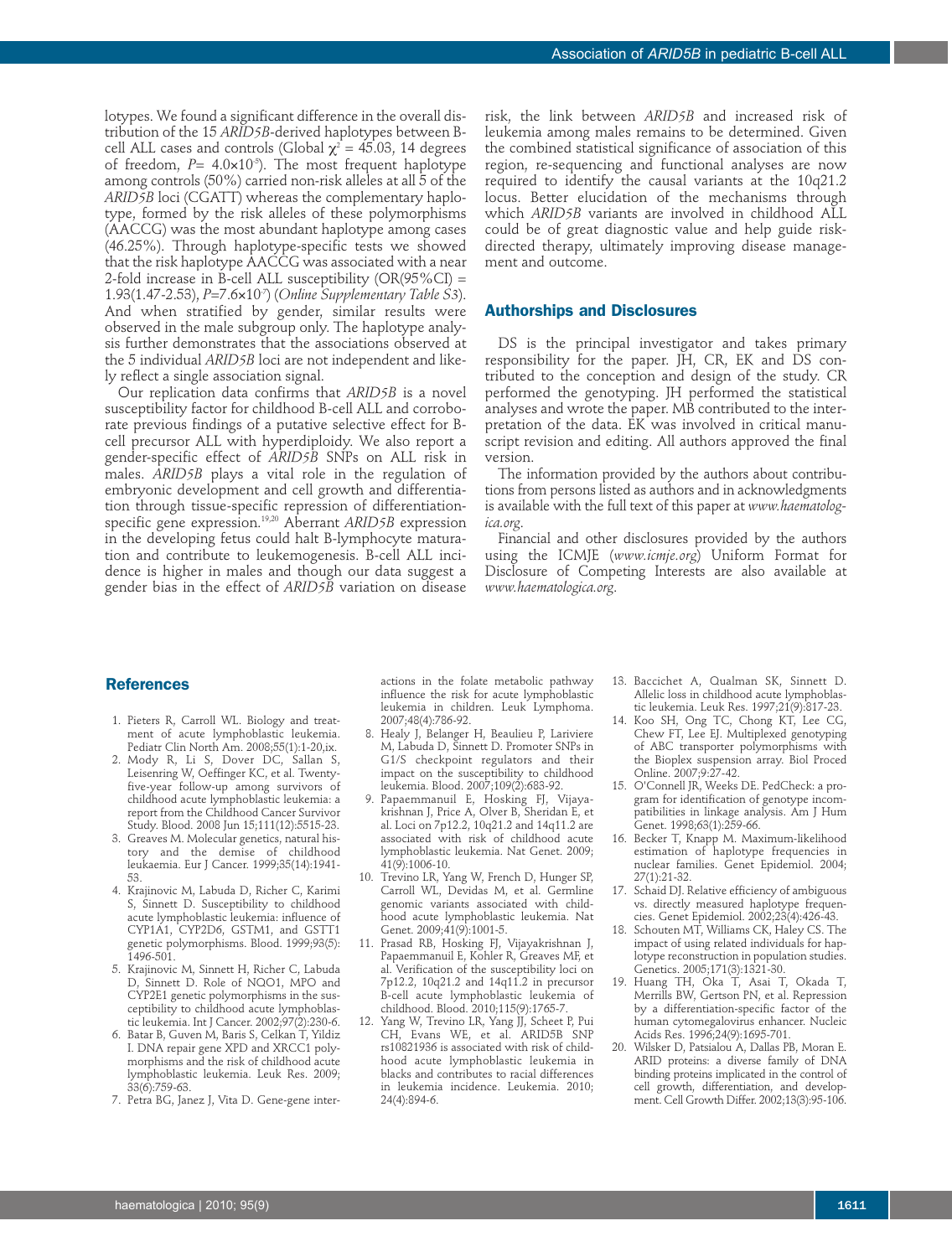lotypes. We found a significant difference in the overall distribution of the 15 *ARID5B*-derived haplotypes between B-cell ALL cases and controls (Global $\chi^2 = 45.03$, 14 degrees of freedom, $P = 4.0\times10^{-5}$). The most frequent haplotype among controls (50%) carried non-risk alleles at all 5 of the *ARID5B* loci (CGATT) whereas the complementary haplotype, formed by the risk alleles of these polymorphisms (AACCG) was the most abundant haplotype among cases (46.25%). Through haplotype-specific tests we showed that the risk haplotype AACCG was associated with a near 2-fold increase in B-cell ALL susceptibility (OR(95%CI) = 1.93(1.47-2.53), $P=7.6\times10^{-7}$) (*Online Supplementary Table S3*). And when stratified by gender, similar results were observed in the male subgroup only. The haplotype analysis further demonstrates that the associations observed at the 5 individual *ARID5B* loci are not independent and likely reflect a single association signal.

Our replication data confirms that *ARID5B* is a novel susceptibility factor for childhood B-cell ALL and corroborate previous findings of a putative selective effect for B-cell precursor ALL with hyperdiploidy. We also report a gender-specific effect of *ARID5B* SNPs on ALL risk in males. *ARID5B* plays a vital role in the regulation of embryonic development and cell growth and differentiation through tissue-specific repression of differentiation-specific gene expression.[19,20] Aberrant *ARID5B* expression in the developing fetus could halt B-lymphocyte maturation and contribute to leukemogenesis. B-cell ALL incidence is higher in males and though our data suggest a gender bias in the effect of *ARID5B* variation on disease risk, the link between *ARID5B* and increased risk of leukemia among males remains to be determined. Given the combined statistical significance of association of this region, re-sequencing and functional analyses are now required to identify the causal variants at the 10q21.2 locus. Better elucidation of the mechanisms through which *ARID5B* variants are involved in childhood ALL could be of great diagnostic value and help guide risk-directed therapy, ultimately improving disease management and outcome.

## Authorships and Disclosures

DS is the principal investigator and takes primary responsibility for the paper. JH, CR, EK and DS contributed to the conception and design of the study. CR performed the genotyping. JH performed the statistical analyses and wrote the paper. MB contributed to the interpretation of the data. EK was involved in critical manuscript revision and editing. All authors approved the final version.

The information provided by the authors about contributions from persons listed as authors and in acknowledgments is available with the full text of this paper at *www.haematologica.org*.

Financial and other disclosures provided by the authors using the ICMJE (*www.icmje.org*) Uniform Format for Disclosure of Competing Interests are also available at *www.haematologica.org*.

## References

1. Pieters R, Carroll WL. Biology and treatment of acute lymphoblastic leukemia. Pediatr Clin North Am. 2008;55(1):1-20,ix.
2. Mody R, Li S, Dover DC, Sallan S, Leisenring W, Oeffinger KC, et al. Twenty-five-year follow-up among survivors of childhood acute lymphoblastic leukemia: a report from the Childhood Cancer Survivor Study. Blood. 2008 Jun 15;111(12):5515-23.
3. Greaves M. Molecular genetics, natural history and the demise of childhood leukaemia. Eur J Cancer. 1999;35(14):1941-53.
4. Krajinovic M, Labuda D, Richer C, Karimi S, Sinnett D. Susceptibility to childhood acute lymphoblastic leukemia: influence of CYP1A1, CYP2D6, GSTM1, and GSTT1 genetic polymorphisms. Blood. 1999;93(5):1496-501.
5. Krajinovic M, Sinnett H, Richer C, Labuda D, Sinnett D. Role of NQO1, MPO and CYP2E1 genetic polymorphisms in the susceptibility to childhood acute lymphoblastic leukemia. Int J Cancer. 2002;97(2):230-6.
6. Batar B, Guven M, Baris S, Celkan T, Yildiz I. DNA repair gene XPD and XRCC1 polymorphisms and the risk of childhood acute lymphoblastic leukemia. Leuk Res. 2009;33(6):759-63.
7. Petra BG, Janez J, Vita D. Gene-gene interactions in the folate metabolic pathway influence the risk for acute lymphoblastic leukemia in children. Leuk Lymphoma. 2007;48(4):786-92.
8. Healy J, Belanger H, Beaulieu P, Lariviere M, Labuda D, Sinnett D. Promoter SNPs in G1/S checkpoint regulators and their impact on the susceptibility to childhood leukemia. Blood. 2007;109(2):683-92.
9. Papaemmanuil E, Hosking FJ, Vijayakrishnan J, Price A, Olver B, Sheridan E, et al. Loci on 7p12.2, 10q21.2 and 14q11.2 are associated with risk of childhood acute lymphoblastic leukemia. Nat Genet. 2009;41(9):1006-10.
10. Trevino LR, Yang W, French D, Hunger SP, Carroll WL, Devidas M, et al. Germline genomic variants associated with childhood acute lymphoblastic leukemia. Nat Genet. 2009;41(9):1001-5.
11. Prasad RB, Hosking FJ, Vijayakrishnan J, Papaemmanuil E, Kohler R, Greaves MF, et al. Verification of the susceptibility loci on 7p12.2, 10q21.2 and 14q11.2 in precursor B-cell acute lymphoblastic leukemia of childhood. Blood. 2010;115(9):1765-7.
12. Yang W, Trevino LR, Yang JJ, Scheet P, Pui CH, Evans WE, et al. ARID5B SNP rs10821936 is associated with risk of childhood acute lymphoblastic leukemia in blacks and contributes to racial differences in leukemia incidence. Leukemia. 2010;24(4):894-6.
13. Baccichet A, Qualman SK, Sinnett D. Allelic loss in childhood acute lymphoblastic leukemia. Leuk Res. 1997;21(9):817-23.
14. Koo SH, Ong TC, Chong KT, Lee CG, Chew FT, Lee EJ. Multiplexed genotyping of ABC transporter polymorphisms with the Bioplex suspension array. Biol Proced Online. 2007;9:27-42.
15. O'Connell JR, Weeks DE. PedCheck: a program for identification of genotype incompatibilities in linkage analysis. Am J Hum Genet. 1998;63(1):259-66.
16. Becker T, Knapp M. Maximum-likelihood estimation of haplotype frequencies in nuclear families. Genet Epidemiol. 2004;27(1):21-32.
17. Schaid DJ. Relative efficiency of ambiguous vs. directly measured haplotype frequencies. Genet Epidemiol. 2002;23(4):426-43.
18. Schouten MT, Williams CK, Haley CS. The impact of using related individuals for haplotype reconstruction in population studies. Genetics. 2005;171(3):1321-30.
19. Huang TH, Oka T, Asai T, Okada T, Merrills BW, Gertson PN, et al. Repression by a differentiation-specific factor of the human cytomegalovirus enhancer. Nucleic Acids Res. 1996;24(9):1695-701.
20. Wilsker D, Patsialou A, Dallas PB, Moran E. ARID proteins: a diverse family of DNA binding proteins implicated in the control of cell growth, differentiation, and development. Cell Growth Differ. 2002;13(3):95-106.